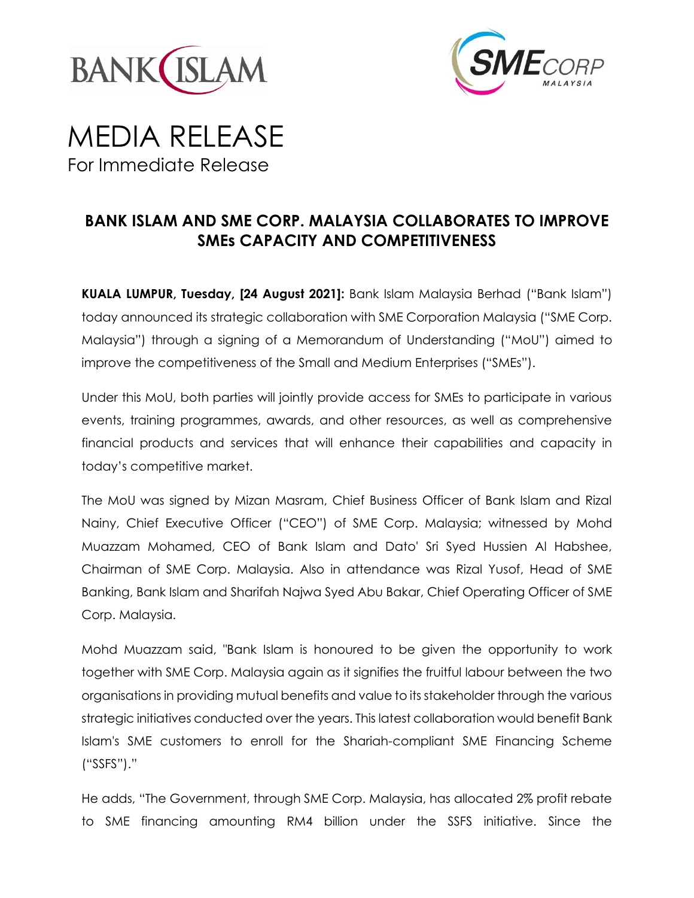# MEDIA RELEASE

For Immediate Release

## BANK ISLAM AND SME CORP. MALAYSIA COLLABORATES TO IMPROVE SMEs CAPACITY AND COMPETITIVENESS

**KUALA LUMPUR, Tuesday, [24 August 2021]:** Bank Islam Malaysia Berhad ("Bank Islam") today announced its strategic collaboration with SME Corporation Malaysia ("SME Corp. Malaysia") through a signing of a Memorandum of Understanding ("MoU") aimed to improve the competitiveness of the Small and Medium Enterprises ("SMEs").

Under this MoU, both parties will jointly provide access for SMEs to participate in various events, training programmes, awards, and other resources, as well as comprehensive financial products and services that will enhance their capabilities and capacity in today's competitive market.

The MoU was signed by Mizan Masram, Chief Business Officer of Bank Islam and Rizal Nainy, Chief Executive Officer ("CEO") of SME Corp. Malaysia; witnessed by Mohd Muazzam Mohamed, CEO of Bank Islam and Dato' Sri Syed Hussien Al Habshee, Chairman of SME Corp. Malaysia. Also in attendance was Rizal Yusof, Head of SME Banking, Bank Islam and Sharifah Najwa Syed Abu Bakar, Chief Operating Officer of SME Corp. Malaysia.

Mohd Muazzam said, "Bank Islam is honoured to be given the opportunity to work together with SME Corp. Malaysia again as it signifies the fruitful labour between the two organisations in providing mutual benefits and value to its stakeholder through the various strategic initiatives conducted over the years. This latest collaboration would benefit Bank Islam's SME customers to enroll for the Shariah-compliant SME Financing Scheme ("SSFS")."

He adds, "The Government, through SME Corp. Malaysia, has allocated 2% profit rebate to SME financing amounting RM4 billion under the SSFS initiative. Since the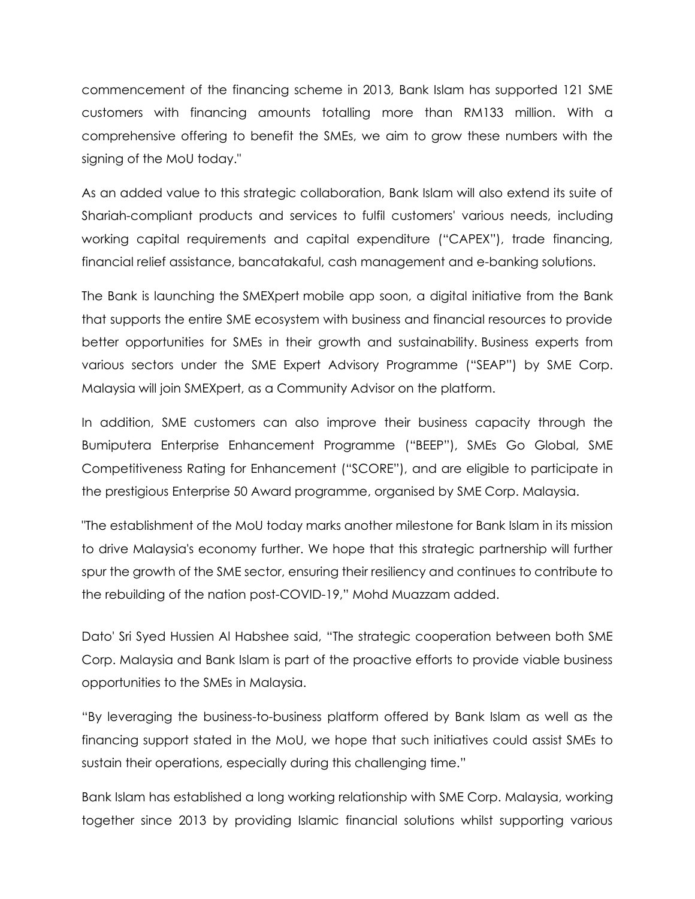commencement of the financing scheme in 2013, Bank Islam has supported 121 SME customers with financing amounts totalling more than RM133 million. With a comprehensive offering to benefit the SMEs, we aim to grow these numbers with the signing of the MoU today."

As an added value to this strategic collaboration, Bank Islam will also extend its suite of Shariah-compliant products and services to fulfil customers' various needs, including working capital requirements and capital expenditure ("CAPEX"), trade financing, financial relief assistance, bancatakaful, cash management and e-banking solutions.

The Bank is launching the SMEXpert mobile app soon, a digital initiative from the Bank that supports the entire SME ecosystem with business and financial resources to provide better opportunities for SMEs in their growth and sustainability. Business experts from various sectors under the SME Expert Advisory Programme ("SEAP") by SME Corp. Malaysia will join SMEXpert, as a Community Advisor on the platform.

In addition, SME customers can also improve their business capacity through the Bumiputera Enterprise Enhancement Programme ("BEEP"), SMEs Go Global, SME Competitiveness Rating for Enhancement ("SCORE"), and are eligible to participate in the prestigious Enterprise 50 Award programme, organised by SME Corp. Malaysia.

"The establishment of the MoU today marks another milestone for Bank Islam in its mission to drive Malaysia's economy further. We hope that this strategic partnership will further spur the growth of the SME sector, ensuring their resiliency and continues to contribute to the rebuilding of the nation post-COVID-19," Mohd Muazzam added.

Dato' Sri Syed Hussien Al Habshee said, "The strategic cooperation between both SME Corp. Malaysia and Bank Islam is part of the proactive efforts to provide viable business opportunities to the SMEs in Malaysia.

"By leveraging the business-to-business platform offered by Bank Islam as well as the financing support stated in the MoU, we hope that such initiatives could assist SMEs to sustain their operations, especially during this challenging time."

Bank Islam has established a long working relationship with SME Corp. Malaysia, working together since 2013 by providing Islamic financial solutions whilst supporting various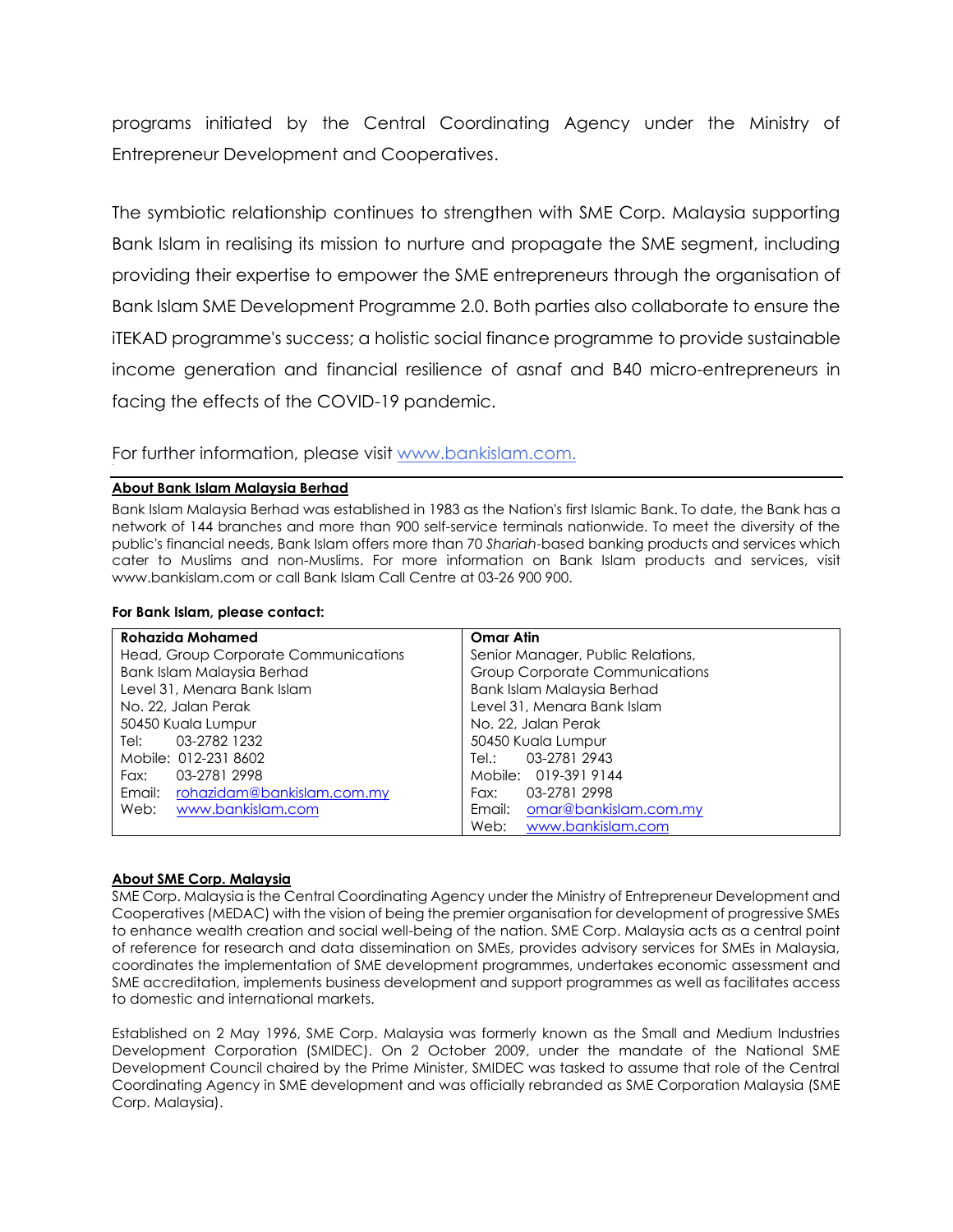programs initiated by the Central Coordinating Agency under the Ministry of Entrepreneur Development and Cooperatives.

The symbiotic relationship continues to strengthen with SME Corp. Malaysia supporting Bank Islam in realising its mission to nurture and propagate the SME segment, including providing their expertise to empower the SME entrepreneurs through the organisation of Bank Islam SME Development Programme 2.0. Both parties also collaborate to ensure the iTEKAD programme's success; a holistic social finance programme to provide sustainable income generation and financial resilience of asnaf and B40 micro-entrepreneurs in facing the effects of the COVID-19 pandemic.

For further information, please visit [www.bankislam.com.](http://www.bankislam.com)

---

**About Bank Islam Malaysia Berhad**

Bank Islam Malaysia Berhad was established in 1983 as the Nation's first Islamic Bank. To date, the Bank has a network of 144 branches and more than 900 self-service terminals nationwide. To meet the diversity of the public's financial needs, Bank Islam offers more than 70 *Shariah*-based banking products and services which cater to Muslims and non-Muslims. For more information on Bank Islam products and services, visit www.bankislam.com or call Bank Islam Call Centre at 03-26 900 900.

**For Bank Islam, please contact:**

| **Rohazida Mohamed** | **Omar Atin** |
|---|---|
| Head, Group Corporate Communications | Senior Manager, Public Relations, |
| Bank Islam Malaysia Berhad | Group Corporate Communications |
| Level 31, Menara Bank Islam | Bank Islam Malaysia Berhad |
| No. 22, Jalan Perak | Level 31, Menara Bank Islam |
| 50450 Kuala Lumpur | No. 22, Jalan Perak |
| Tel: 03-2782 1232 | 50450 Kuala Lumpur |
| Mobile: 012-231 8602 | Tel.: 03-2781 2943 |
| Fax: 03-2781 2998 | Mobile: 019-391 9144 |
| Email: rohazidam@bankislam.com.my | Fax: 03-2781 2998 |
| Web: www.bankislam.com | Email: omar@bankislam.com.my |
| | Web: www.bankislam.com |

**About SME Corp. Malaysia**

SME Corp. Malaysia is the Central Coordinating Agency under the Ministry of Entrepreneur Development and Cooperatives (MEDAC) with the vision of being the premier organisation for development of progressive SMEs to enhance wealth creation and social well-being of the nation. SME Corp. Malaysia acts as a central point of reference for research and data dissemination on SMEs, provides advisory services for SMEs in Malaysia, coordinates the implementation of SME development programmes, undertakes economic assessment and SME accreditation, implements business development and support programmes as well as facilitates access to domestic and international markets.

Established on 2 May 1996, SME Corp. Malaysia was formerly known as the Small and Medium Industries Development Corporation (SMIDEC). On 2 October 2009, under the mandate of the National SME Development Council chaired by the Prime Minister, SMIDEC was tasked to assume that role of the Central Coordinating Agency in SME development and was officially rebranded as SME Corporation Malaysia (SME Corp. Malaysia).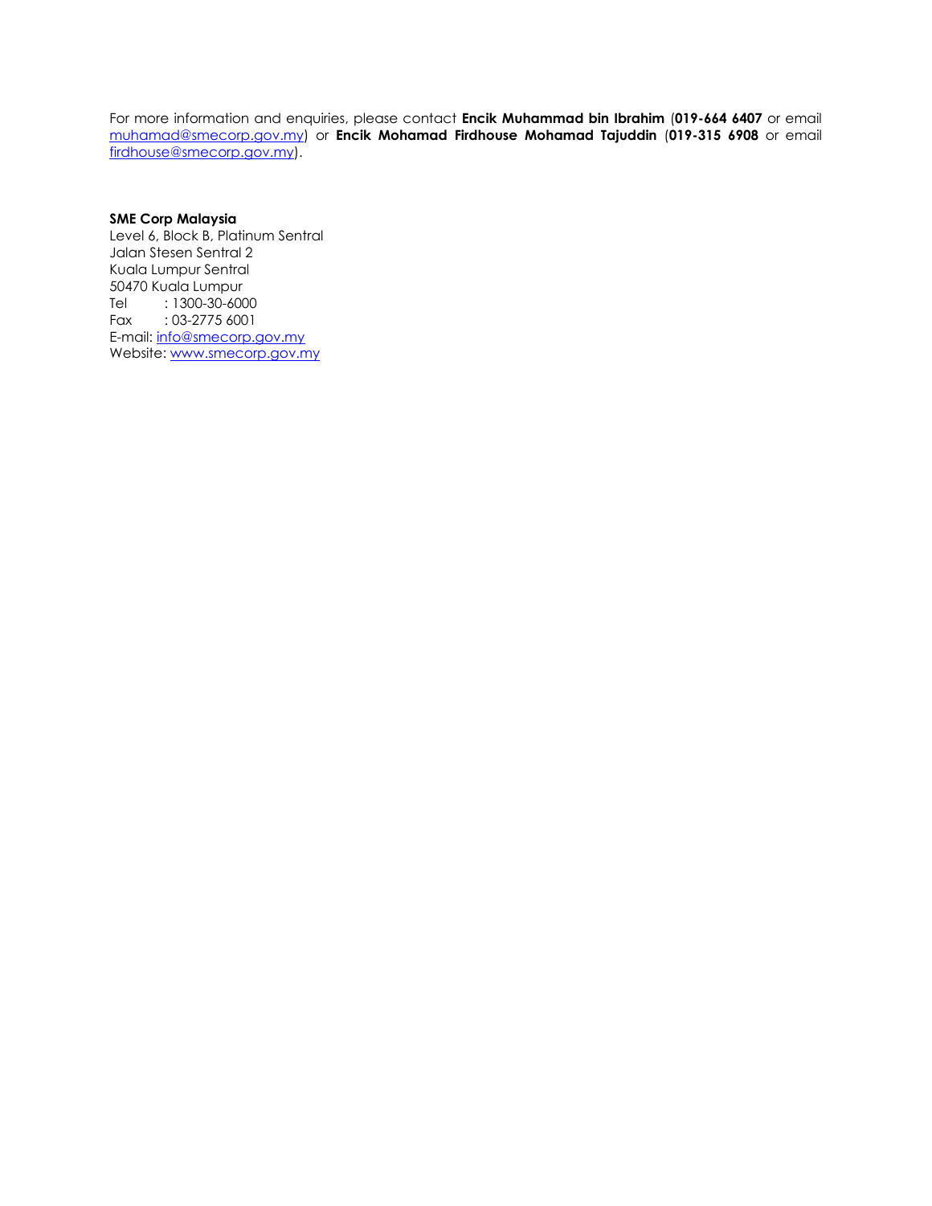For more information and enquiries, please contact **Encik Muhammad bin Ibrahim** (**019-664 6407** or email muhamad@smecorp.gov.my) or **Encik Mohamad Firdhouse Mohamad Tajuddin** (**019-315 6908** or email firdhouse@smecorp.gov.my).

**SME Corp Malaysia**
Level 6, Block B, Platinum Sentral
Jalan Stesen Sentral 2
Kuala Lumpur Sentral
50470 Kuala Lumpur
Tel : 1300-30-6000
Fax : 03-2775 6001
E-mail: info@smecorp.gov.my
Website: www.smecorp.gov.my